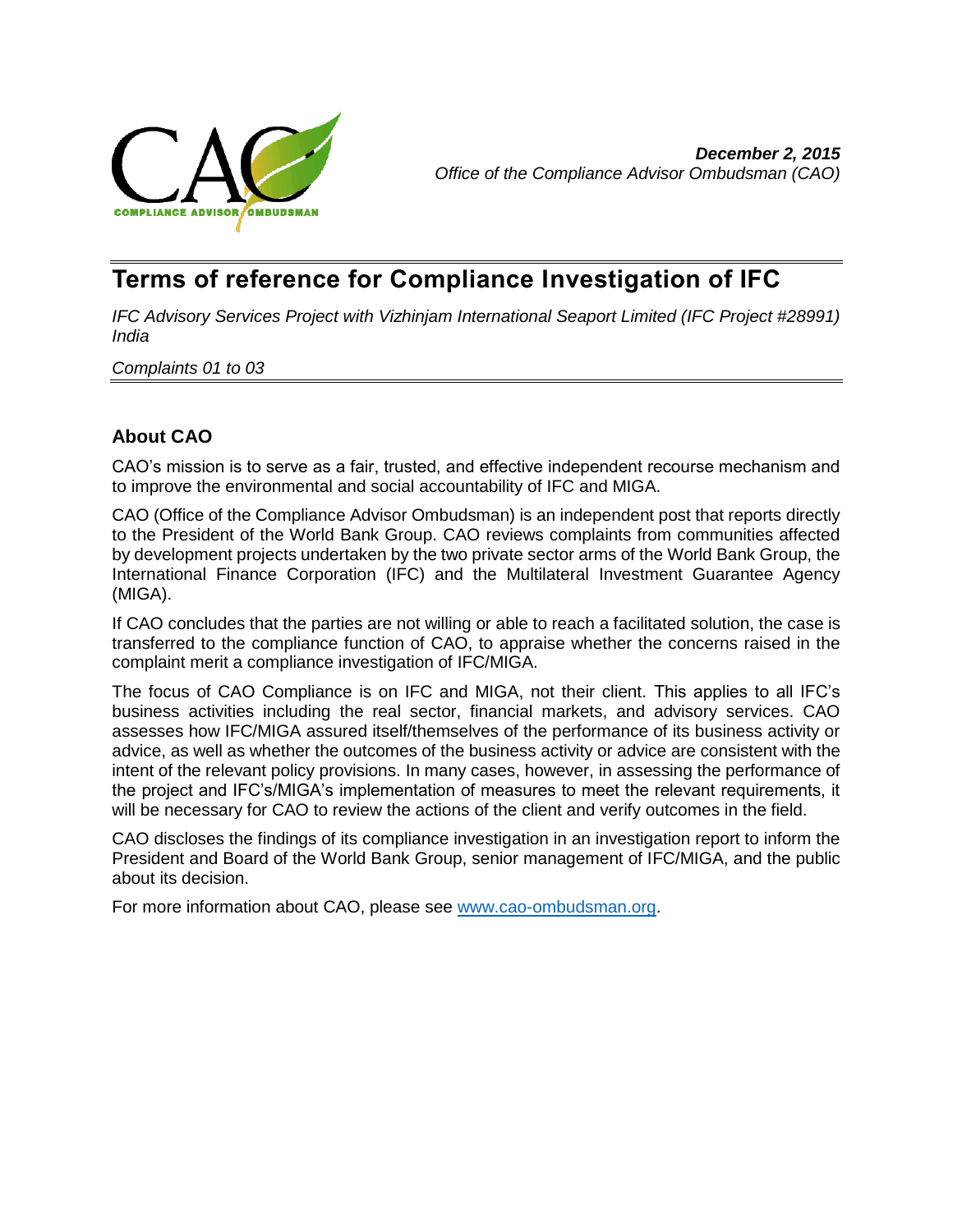**_December 2, 2015_**
*Office of the Compliance Advisor Ombudsman (CAO)*

# Terms of reference for Compliance Investigation of IFC

*IFC Advisory Services Project with Vizhinjam International Seaport Limited (IFC Project #28991) India*

*Complaints 01 to 03*

## About CAO

CAO's mission is to serve as a fair, trusted, and effective independent recourse mechanism and to improve the environmental and social accountability of IFC and MIGA.

CAO (Office of the Compliance Advisor Ombudsman) is an independent post that reports directly to the President of the World Bank Group. CAO reviews complaints from communities affected by development projects undertaken by the two private sector arms of the World Bank Group, the International Finance Corporation (IFC) and the Multilateral Investment Guarantee Agency (MIGA).

If CAO concludes that the parties are not willing or able to reach a facilitated solution, the case is transferred to the compliance function of CAO, to appraise whether the concerns raised in the complaint merit a compliance investigation of IFC/MIGA.

The focus of CAO Compliance is on IFC and MIGA, not their client. This applies to all IFC's business activities including the real sector, financial markets, and advisory services. CAO assesses how IFC/MIGA assured itself/themselves of the performance of its business activity or advice, as well as whether the outcomes of the business activity or advice are consistent with the intent of the relevant policy provisions. In many cases, however, in assessing the performance of the project and IFC's/MIGA's implementation of measures to meet the relevant requirements, it will be necessary for CAO to review the actions of the client and verify outcomes in the field.

CAO discloses the findings of its compliance investigation in an investigation report to inform the President and Board of the World Bank Group, senior management of IFC/MIGA, and the public about its decision.

For more information about CAO, please see [www.cao-ombudsman.org](http://www.cao-ombudsman.org).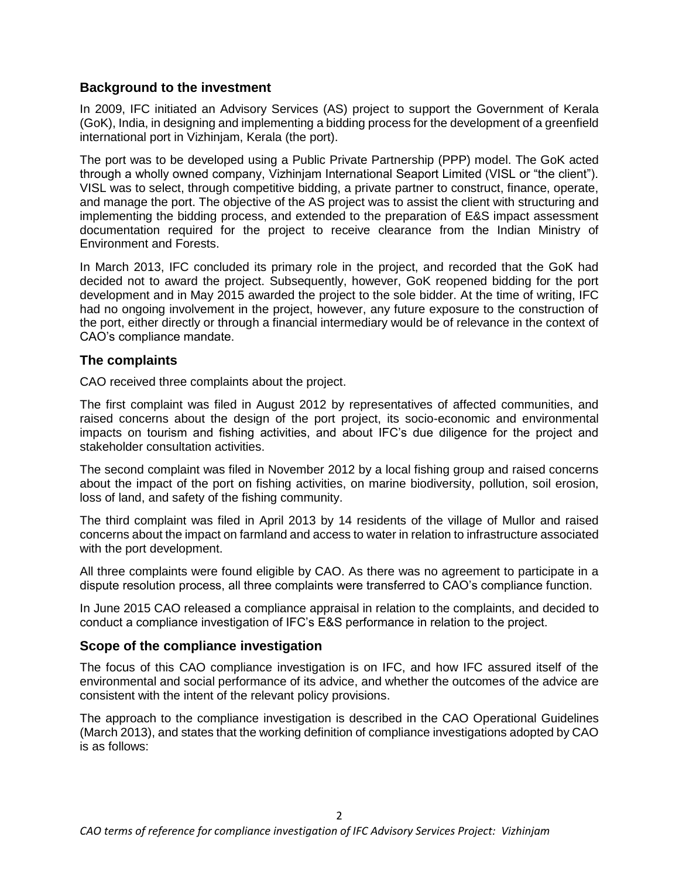## Background to the investment

In 2009, IFC initiated an Advisory Services (AS) project to support the Government of Kerala (GoK), India, in designing and implementing a bidding process for the development of a greenfield international port in Vizhinjam, Kerala (the port).

The port was to be developed using a Public Private Partnership (PPP) model. The GoK acted through a wholly owned company, Vizhinjam International Seaport Limited (VISL or "the client"). VISL was to select, through competitive bidding, a private partner to construct, finance, operate, and manage the port. The objective of the AS project was to assist the client with structuring and implementing the bidding process, and extended to the preparation of E&S impact assessment documentation required for the project to receive clearance from the Indian Ministry of Environment and Forests.

In March 2013, IFC concluded its primary role in the project, and recorded that the GoK had decided not to award the project. Subsequently, however, GoK reopened bidding for the port development and in May 2015 awarded the project to the sole bidder. At the time of writing, IFC had no ongoing involvement in the project, however, any future exposure to the construction of the port, either directly or through a financial intermediary would be of relevance in the context of CAO's compliance mandate.

## The complaints

CAO received three complaints about the project.

The first complaint was filed in August 2012 by representatives of affected communities, and raised concerns about the design of the port project, its socio-economic and environmental impacts on tourism and fishing activities, and about IFC's due diligence for the project and stakeholder consultation activities.

The second complaint was filed in November 2012 by a local fishing group and raised concerns about the impact of the port on fishing activities, on marine biodiversity, pollution, soil erosion, loss of land, and safety of the fishing community.

The third complaint was filed in April 2013 by 14 residents of the village of Mullor and raised concerns about the impact on farmland and access to water in relation to infrastructure associated with the port development.

All three complaints were found eligible by CAO. As there was no agreement to participate in a dispute resolution process, all three complaints were transferred to CAO's compliance function.

In June 2015 CAO released a compliance appraisal in relation to the complaints, and decided to conduct a compliance investigation of IFC's E&S performance in relation to the project.

## Scope of the compliance investigation

The focus of this CAO compliance investigation is on IFC, and how IFC assured itself of the environmental and social performance of its advice, and whether the outcomes of the advice are consistent with the intent of the relevant policy provisions.

The approach to the compliance investigation is described in the CAO Operational Guidelines (March 2013), and states that the working definition of compliance investigations adopted by CAO is as follows: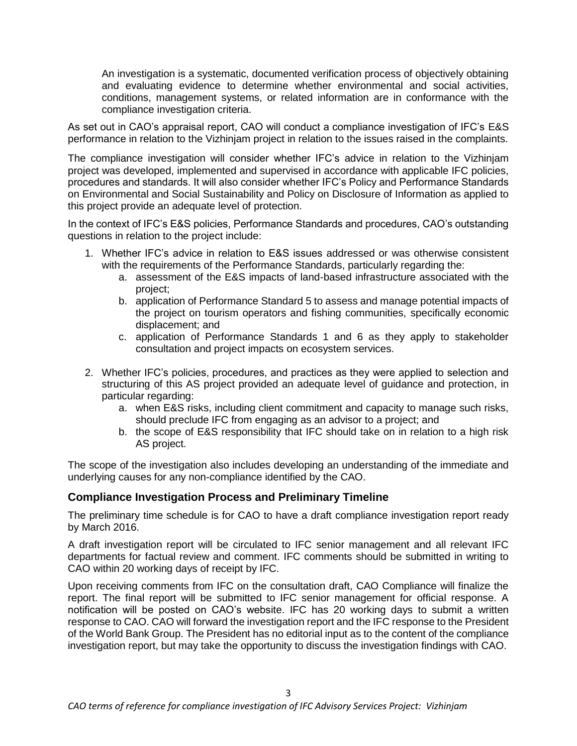An investigation is a systematic, documented verification process of objectively obtaining and evaluating evidence to determine whether environmental and social activities, conditions, management systems, or related information are in conformance with the compliance investigation criteria.

As set out in CAO's appraisal report, CAO will conduct a compliance investigation of IFC's E&S performance in relation to the Vizhinjam project in relation to the issues raised in the complaints.

The compliance investigation will consider whether IFC's advice in relation to the Vizhinjam project was developed, implemented and supervised in accordance with applicable IFC policies, procedures and standards. It will also consider whether IFC's Policy and Performance Standards on Environmental and Social Sustainability and Policy on Disclosure of Information as applied to this project provide an adequate level of protection.

In the context of IFC's E&S policies, Performance Standards and procedures, CAO's outstanding questions in relation to the project include:

1. Whether IFC's advice in relation to E&S issues addressed or was otherwise consistent with the requirements of the Performance Standards, particularly regarding the:
   a. assessment of the E&S impacts of land-based infrastructure associated with the project;
   b. application of Performance Standard 5 to assess and manage potential impacts of the project on tourism operators and fishing communities, specifically economic displacement; and
   c. application of Performance Standards 1 and 6 as they apply to stakeholder consultation and project impacts on ecosystem services.

2. Whether IFC's policies, procedures, and practices as they were applied to selection and structuring of this AS project provided an adequate level of guidance and protection, in particular regarding:
   a. when E&S risks, including client commitment and capacity to manage such risks, should preclude IFC from engaging as an advisor to a project; and
   b. the scope of E&S responsibility that IFC should take on in relation to a high risk AS project.

The scope of the investigation also includes developing an understanding of the immediate and underlying causes for any non-compliance identified by the CAO.

## Compliance Investigation Process and Preliminary Timeline

The preliminary time schedule is for CAO to have a draft compliance investigation report ready by March 2016.

A draft investigation report will be circulated to IFC senior management and all relevant IFC departments for factual review and comment. IFC comments should be submitted in writing to CAO within 20 working days of receipt by IFC.

Upon receiving comments from IFC on the consultation draft, CAO Compliance will finalize the report. The final report will be submitted to IFC senior management for official response. A notification will be posted on CAO's website. IFC has 20 working days to submit a written response to CAO. CAO will forward the investigation report and the IFC response to the President of the World Bank Group. The President has no editorial input as to the content of the compliance investigation report, but may take the opportunity to discuss the investigation findings with CAO.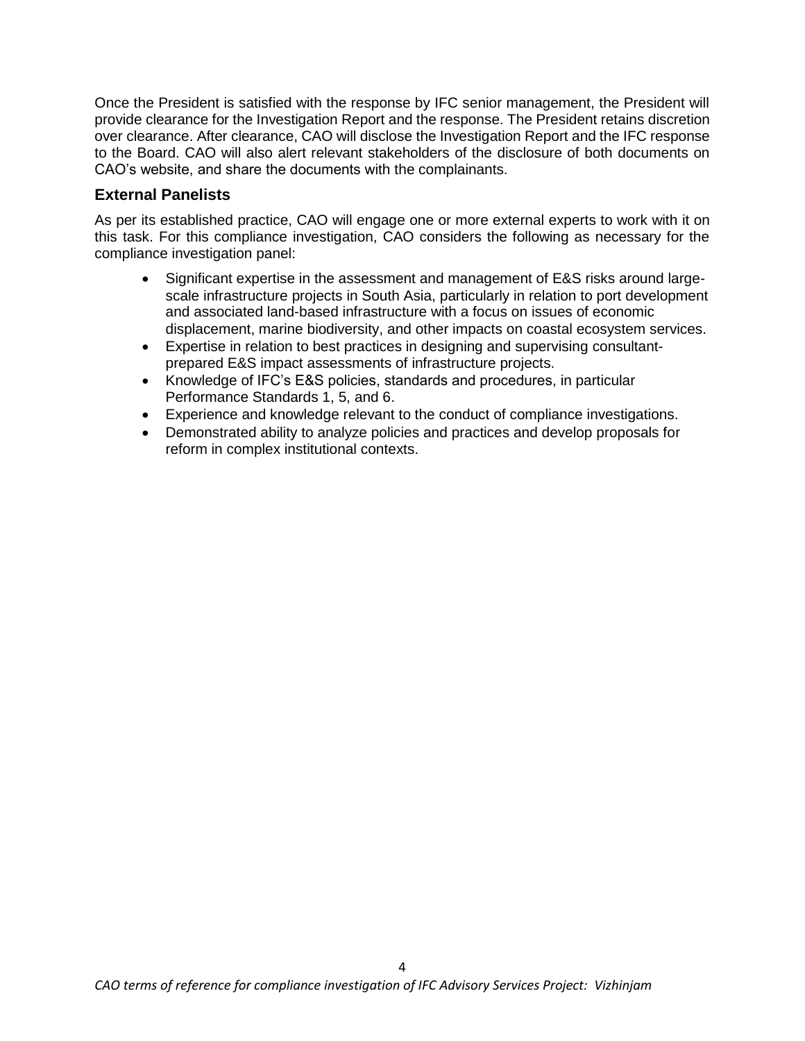Once the President is satisfied with the response by IFC senior management, the President will provide clearance for the Investigation Report and the response. The President retains discretion over clearance. After clearance, CAO will disclose the Investigation Report and the IFC response to the Board. CAO will also alert relevant stakeholders of the disclosure of both documents on CAO's website, and share the documents with the complainants.

## External Panelists

As per its established practice, CAO will engage one or more external experts to work with it on this task. For this compliance investigation, CAO considers the following as necessary for the compliance investigation panel:

- Significant expertise in the assessment and management of E&S risks around large-scale infrastructure projects in South Asia, particularly in relation to port development and associated land-based infrastructure with a focus on issues of economic displacement, marine biodiversity, and other impacts on coastal ecosystem services.
- Expertise in relation to best practices in designing and supervising consultant-prepared E&S impact assessments of infrastructure projects.
- Knowledge of IFC's E&S policies, standards and procedures, in particular Performance Standards 1, 5, and 6.
- Experience and knowledge relevant to the conduct of compliance investigations.
- Demonstrated ability to analyze policies and practices and develop proposals for reform in complex institutional contexts.